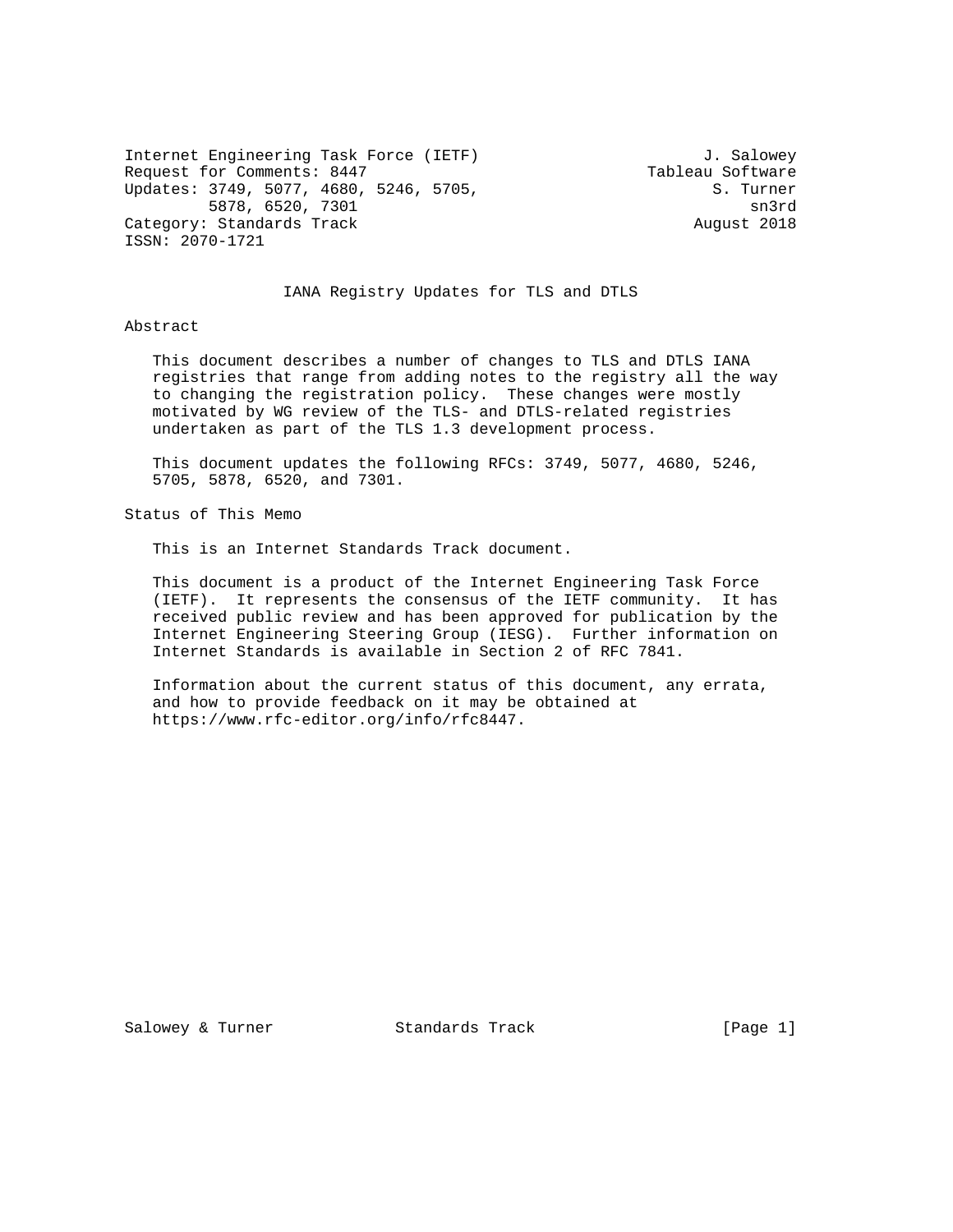Internet Engineering Task Force (IETF) J. Salowey
Request for Comments: 8447 Tableau Software
Updates: 3749, 5077, 4680, 5246, 5705, S. Turner
5878, 6520, 7301 sn3rd
Category: Standards Track August 2018
ISSN: 2070-1721

# IANA Registry Updates for TLS and DTLS

## Abstract

This document describes a number of changes to TLS and DTLS IANA registries that range from adding notes to the registry all the way to changing the registration policy. These changes were mostly motivated by WG review of the TLS- and DTLS-related registries undertaken as part of the TLS 1.3 development process.

This document updates the following RFCs: 3749, 5077, 4680, 5246, 5705, 5878, 6520, and 7301.

## Status of This Memo

This is an Internet Standards Track document.

This document is a product of the Internet Engineering Task Force (IETF). It represents the consensus of the IETF community. It has received public review and has been approved for publication by the Internet Engineering Steering Group (IESG). Further information on Internet Standards is available in Section 2 of RFC 7841.

Information about the current status of this document, any errata, and how to provide feedback on it may be obtained at https://www.rfc-editor.org/info/rfc8447.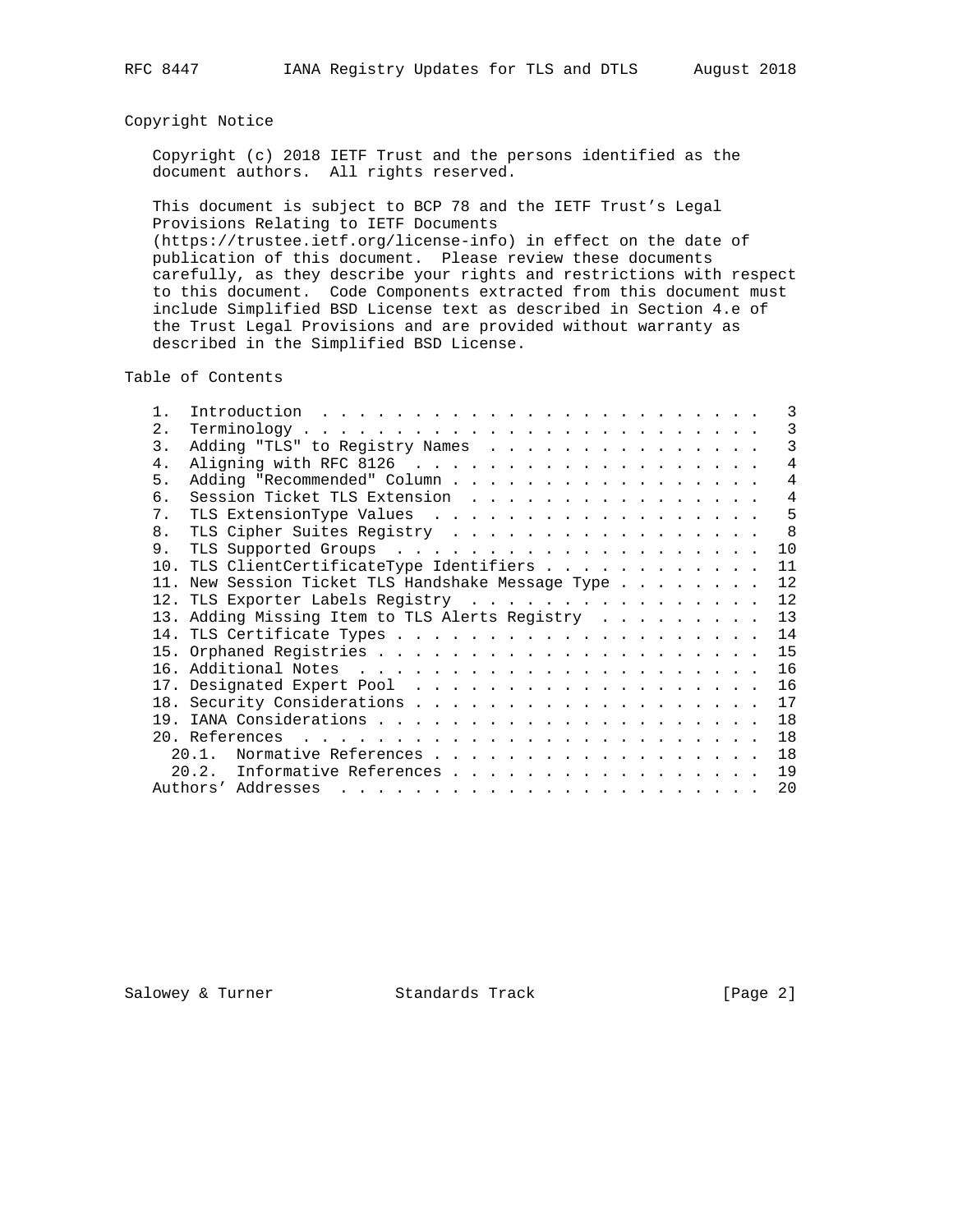## Copyright Notice

Copyright (c) 2018 IETF Trust and the persons identified as the document authors. All rights reserved.

This document is subject to BCP 78 and the IETF Trust's Legal Provisions Relating to IETF Documents (https://trustee.ietf.org/license-info) in effect on the date of publication of this document. Please review these documents carefully, as they describe your rights and restrictions with respect to this document. Code Components extracted from this document must include Simplified BSD License text as described in Section 4.e of the Trust Legal Provisions and are provided without warranty as described in the Simplified BSD License.

## Table of Contents

```
   1.  Introduction  . . . . . . . . . . . . . . . . . . . . . . . .   3
   2.  Terminology . . . . . . . . . . . . . . . . . . . . . . . . .   3
   3.  Adding "TLS" to Registry Names  . . . . . . . . . . . . . . .   3
   4.  Aligning with RFC 8126  . . . . . . . . . . . . . . . . . . .   4
   5.  Adding "Recommended" Column . . . . . . . . . . . . . . . . .   4
   6.  Session Ticket TLS Extension  . . . . . . . . . . . . . . . .   4
   7.  TLS ExtensionType Values  . . . . . . . . . . . . . . . . . .   5
   8.  TLS Cipher Suites Registry  . . . . . . . . . . . . . . . . .   8
   9.  TLS Supported Groups  . . . . . . . . . . . . . . . . . . . .  10
   10. TLS ClientCertificateType Identifiers . . . . . . . . . . . .  11
   11. New Session Ticket TLS Handshake Message Type . . . . . . . .  12
   12. TLS Exporter Labels Registry  . . . . . . . . . . . . . . . .  12
   13. Adding Missing Item to TLS Alerts Registry  . . . . . . . . .  13
   14. TLS Certificate Types . . . . . . . . . . . . . . . . . . . .  14
   15. Orphaned Registries . . . . . . . . . . . . . . . . . . . . .  15
   16. Additional Notes  . . . . . . . . . . . . . . . . . . . . . .  16
   17. Designated Expert Pool  . . . . . . . . . . . . . . . . . . .  16
   18. Security Considerations . . . . . . . . . . . . . . . . . . .  17
   19. IANA Considerations . . . . . . . . . . . . . . . . . . . . .  18
   20. References  . . . . . . . . . . . . . . . . . . . . . . . . .  18
     20.1.  Normative References . . . . . . . . . . . . . . . . . .  18
     20.2.  Informative References . . . . . . . . . . . . . . . . .  19
   Authors' Addresses  . . . . . . . . . . . . . . . . . . . . . . .  20
```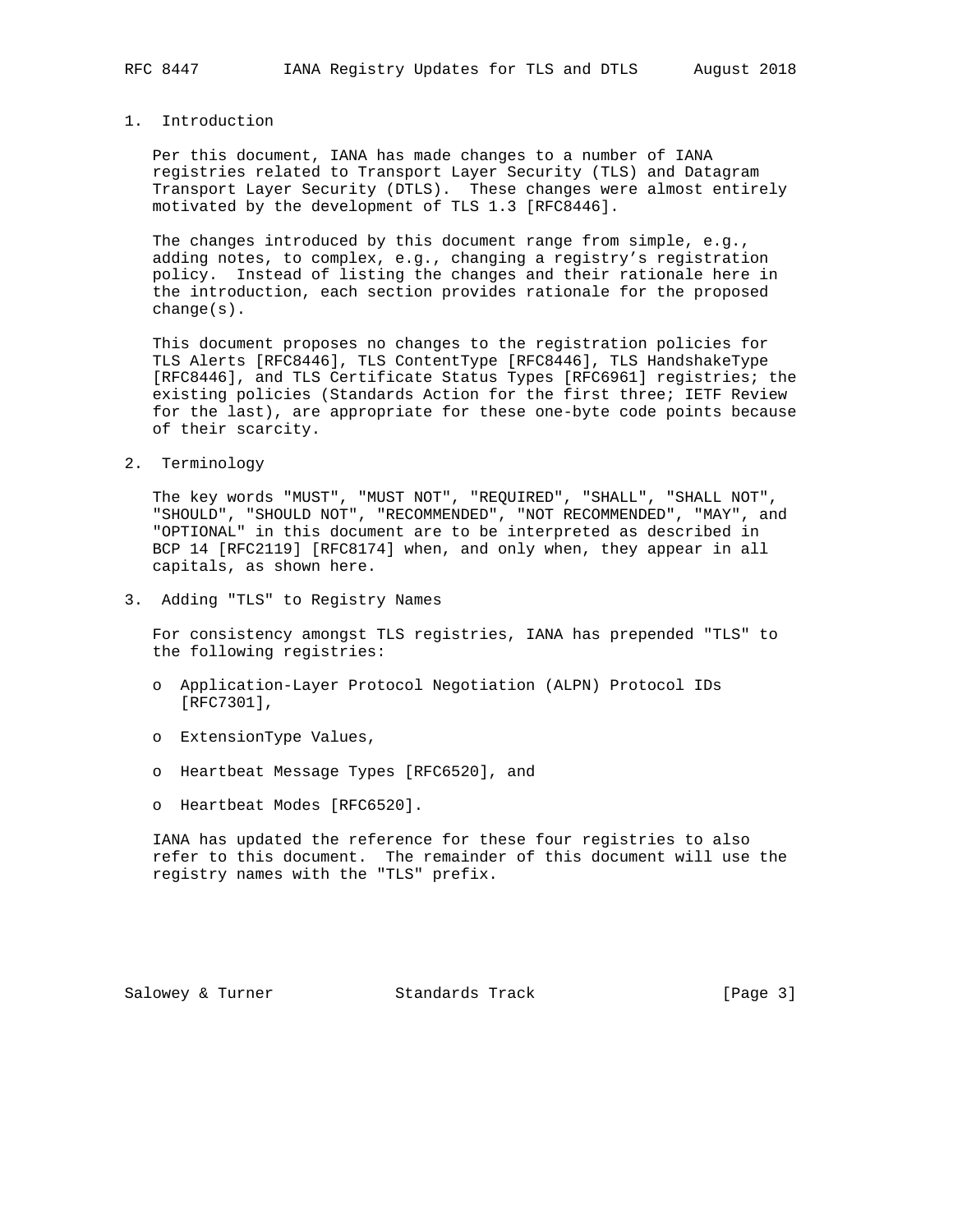## 1. Introduction

Per this document, IANA has made changes to a number of IANA registries related to Transport Layer Security (TLS) and Datagram Transport Layer Security (DTLS). These changes were almost entirely motivated by the development of TLS 1.3 [RFC8446].

The changes introduced by this document range from simple, e.g., adding notes, to complex, e.g., changing a registry's registration policy. Instead of listing the changes and their rationale here in the introduction, each section provides rationale for the proposed change(s).

This document proposes no changes to the registration policies for TLS Alerts [RFC8446], TLS ContentType [RFC8446], TLS HandshakeType [RFC8446], and TLS Certificate Status Types [RFC6961] registries; the existing policies (Standards Action for the first three; IETF Review for the last), are appropriate for these one-byte code points because of their scarcity.

## 2. Terminology

The key words "MUST", "MUST NOT", "REQUIRED", "SHALL", "SHALL NOT", "SHOULD", "SHOULD NOT", "RECOMMENDED", "NOT RECOMMENDED", "MAY", and "OPTIONAL" in this document are to be interpreted as described in BCP 14 [RFC2119] [RFC8174] when, and only when, they appear in all capitals, as shown here.

## 3. Adding "TLS" to Registry Names

For consistency amongst TLS registries, IANA has prepended "TLS" to the following registries:

- Application-Layer Protocol Negotiation (ALPN) Protocol IDs [RFC7301],
- ExtensionType Values,
- Heartbeat Message Types [RFC6520], and
- Heartbeat Modes [RFC6520].

IANA has updated the reference for these four registries to also refer to this document. The remainder of this document will use the registry names with the "TLS" prefix.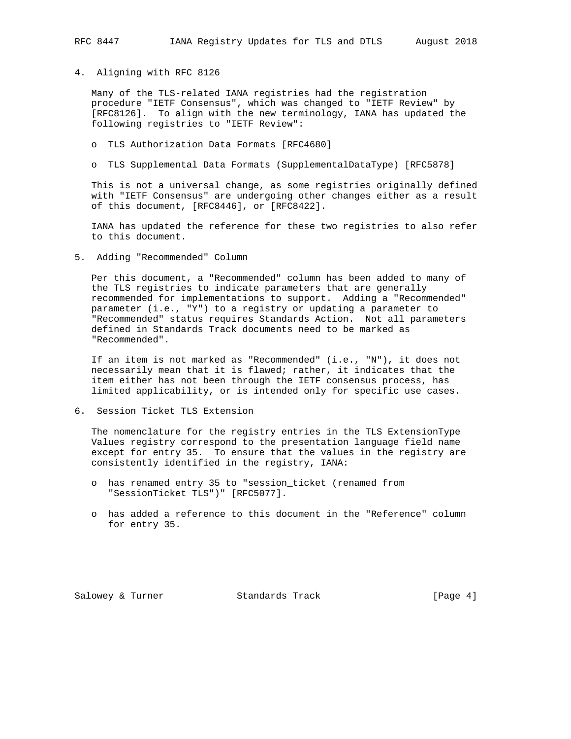## 4. Aligning with RFC 8126

Many of the TLS-related IANA registries had the registration procedure "IETF Consensus", which was changed to "IETF Review" by [RFC8126]. To align with the new terminology, IANA has updated the following registries to "IETF Review":

- TLS Authorization Data Formats [RFC4680]
- TLS Supplemental Data Formats (SupplementalDataType) [RFC5878]

This is not a universal change, as some registries originally defined with "IETF Consensus" are undergoing other changes either as a result of this document, [RFC8446], or [RFC8422].

IANA has updated the reference for these two registries to also refer to this document.

## 5. Adding "Recommended" Column

Per this document, a "Recommended" column has been added to many of the TLS registries to indicate parameters that are generally recommended for implementations to support. Adding a "Recommended" parameter (i.e., "Y") to a registry or updating a parameter to "Recommended" status requires Standards Action. Not all parameters defined in Standards Track documents need to be marked as "Recommended".

If an item is not marked as "Recommended" (i.e., "N"), it does not necessarily mean that it is flawed; rather, it indicates that the item either has not been through the IETF consensus process, has limited applicability, or is intended only for specific use cases.

## 6. Session Ticket TLS Extension

The nomenclature for the registry entries in the TLS ExtensionType Values registry correspond to the presentation language field name except for entry 35. To ensure that the values in the registry are consistently identified in the registry, IANA:

- has renamed entry 35 to "session_ticket (renamed from "SessionTicket TLS")" [RFC5077].
- has added a reference to this document in the "Reference" column for entry 35.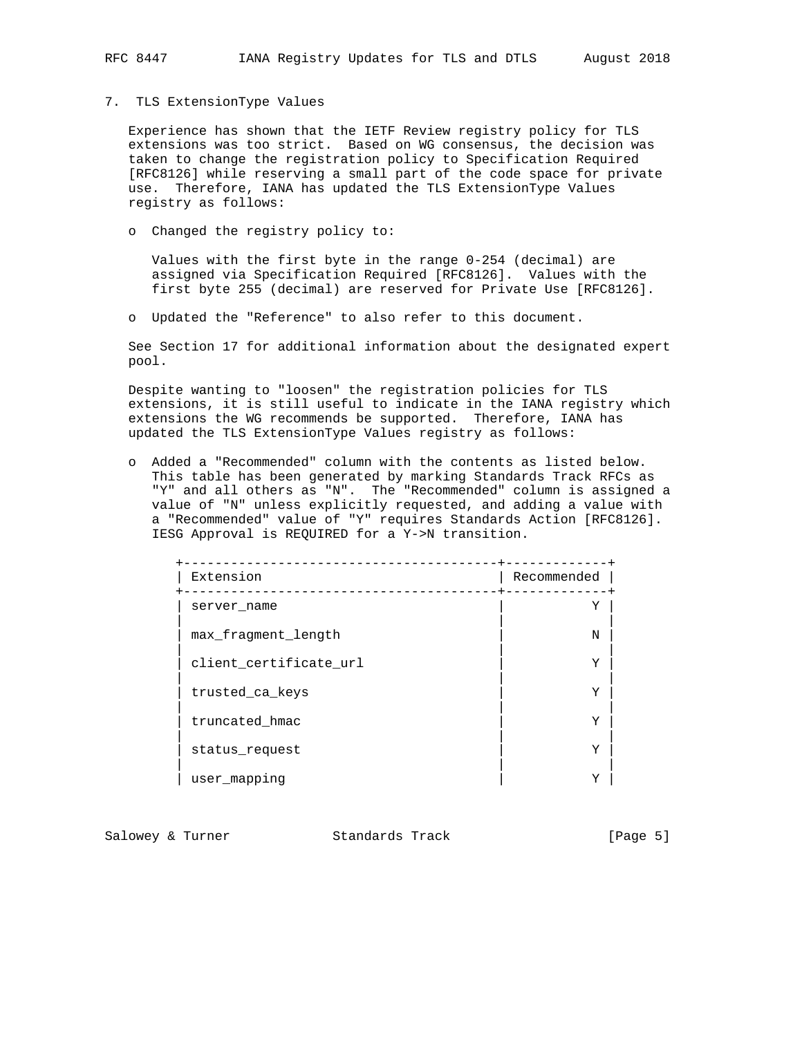## 7. TLS ExtensionType Values

Experience has shown that the IETF Review registry policy for TLS extensions was too strict. Based on WG consensus, the decision was taken to change the registry policy to Specification Required [RFC8126] while reserving a small part of the code space for private use. Therefore, IANA has updated the TLS ExtensionType Values registry as follows:

- Changed the registry policy to:

  Values with the first byte in the range 0-254 (decimal) are assigned via Specification Required [RFC8126]. Values with the first byte 255 (decimal) are reserved for Private Use [RFC8126].

- Updated the "Reference" to also refer to this document.

See Section 17 for additional information about the designated expert pool.

Despite wanting to "loosen" the registration policies for TLS extensions, it is still useful to indicate in the IANA registry which extensions the WG recommends be supported. Therefore, IANA has updated the TLS ExtensionType Values registry as follows:

- Added a "Recommended" column with the contents as listed below. This table has been generated by marking Standards Track RFCs as "Y" and all others as "N". The "Recommended" column is assigned a value of "N" unless explicitly requested, and adding a value with a "Recommended" value of "Y" requires Standards Action [RFC8126]. IESG Approval is REQUIRED for a Y->N transition.

| Extension | Recommended |
|---|---|
| server_name | Y |
| max_fragment_length | N |
| client_certificate_url | Y |
| trusted_ca_keys | Y |
| truncated_hmac | Y |
| status_request | Y |
| user_mapping | Y |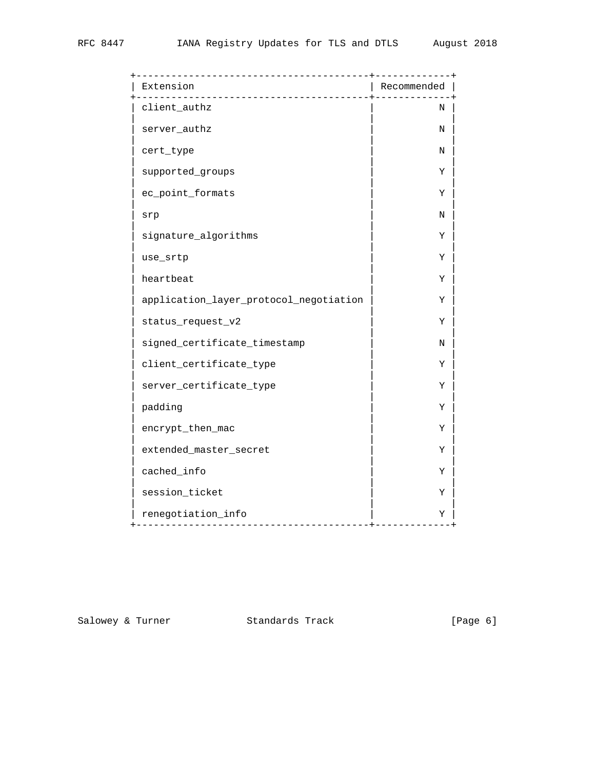| Extension | Recommended |
| --- | --- |
| client_authz | N |
| server_authz | N |
| cert_type | N |
| supported_groups | Y |
| ec_point_formats | Y |
| srp | N |
| signature_algorithms | Y |
| use_srtp | Y |
| heartbeat | Y |
| application_layer_protocol_negotiation | Y |
| status_request_v2 | Y |
| signed_certificate_timestamp | N |
| client_certificate_type | Y |
| server_certificate_type | Y |
| padding | Y |
| encrypt_then_mac | Y |
| extended_master_secret | Y |
| cached_info | Y |
| session_ticket | Y |
| renegotiation_info | Y |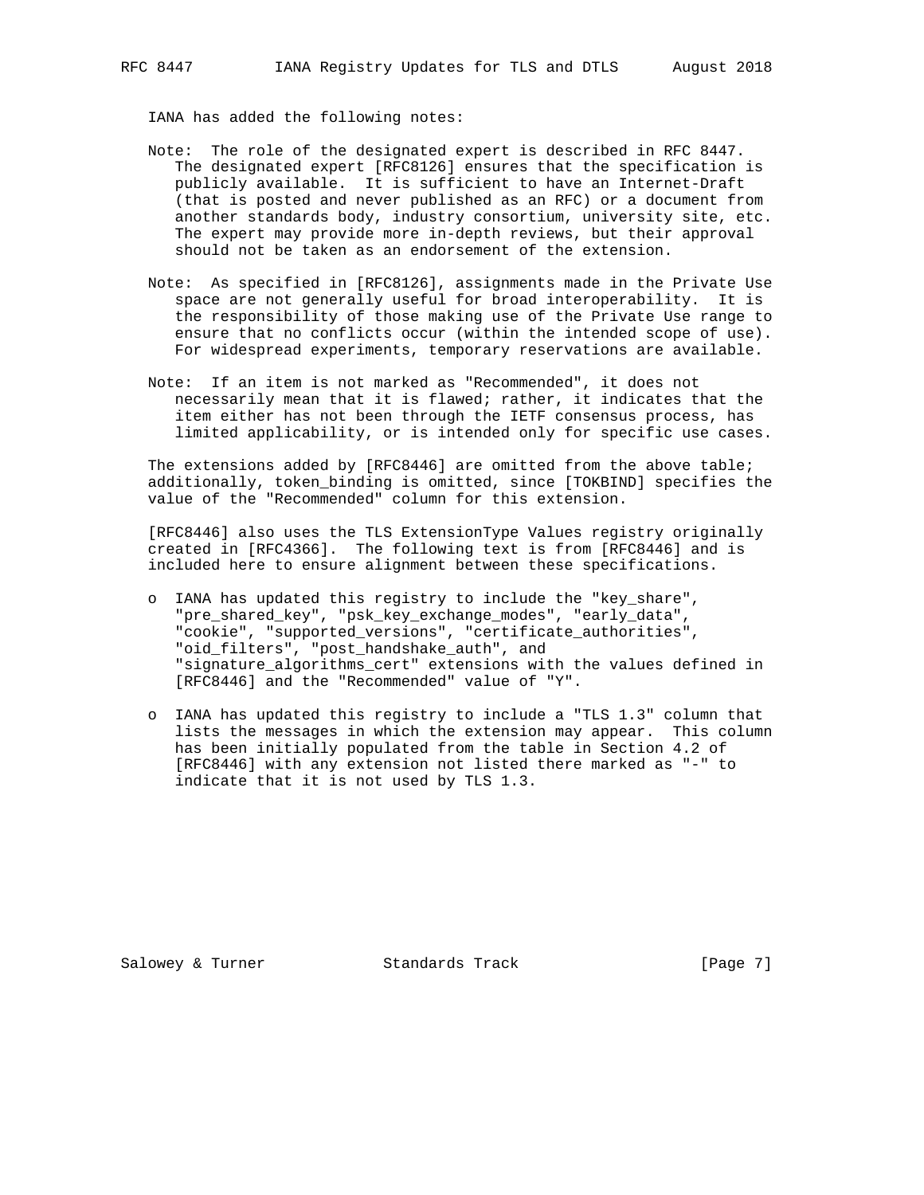IANA has added the following notes:

Note: The role of the designated expert is described in RFC 8447. The designated expert [RFC8126] ensures that the specification is publicly available. It is sufficient to have an Internet-Draft (that is posted and never published as an RFC) or a document from another standards body, industry consortium, university site, etc. The expert may provide more in-depth reviews, but their approval should not be taken as an endorsement of the extension.

Note: As specified in [RFC8126], assignments made in the Private Use space are not generally useful for broad interoperability. It is the responsibility of those making use of the Private Use range to ensure that no conflicts occur (within the intended scope of use). For widespread experiments, temporary reservations are available.

Note: If an item is not marked as "Recommended", it does not necessarily mean that it is flawed; rather, it indicates that the item either has not been through the IETF consensus process, has limited applicability, or is intended only for specific use cases.

The extensions added by [RFC8446] are omitted from the above table; additionally, token_binding is omitted, since [TOKBIND] specifies the value of the "Recommended" column for this extension.

[RFC8446] also uses the TLS ExtensionType Values registry originally created in [RFC4366]. The following text is from [RFC8446] and is included here to ensure alignment between these specifications.

- IANA has updated this registry to include the "key_share", "pre_shared_key", "psk_key_exchange_modes", "early_data", "cookie", "supported_versions", "certificate_authorities", "oid_filters", "post_handshake_auth", and "signature_algorithms_cert" extensions with the values defined in [RFC8446] and the "Recommended" value of "Y".

- IANA has updated this registry to include a "TLS 1.3" column that lists the messages in which the extension may appear. This column has been initially populated from the table in Section 4.2 of [RFC8446] with any extension not listed there marked as "-" to indicate that it is not used by TLS 1.3.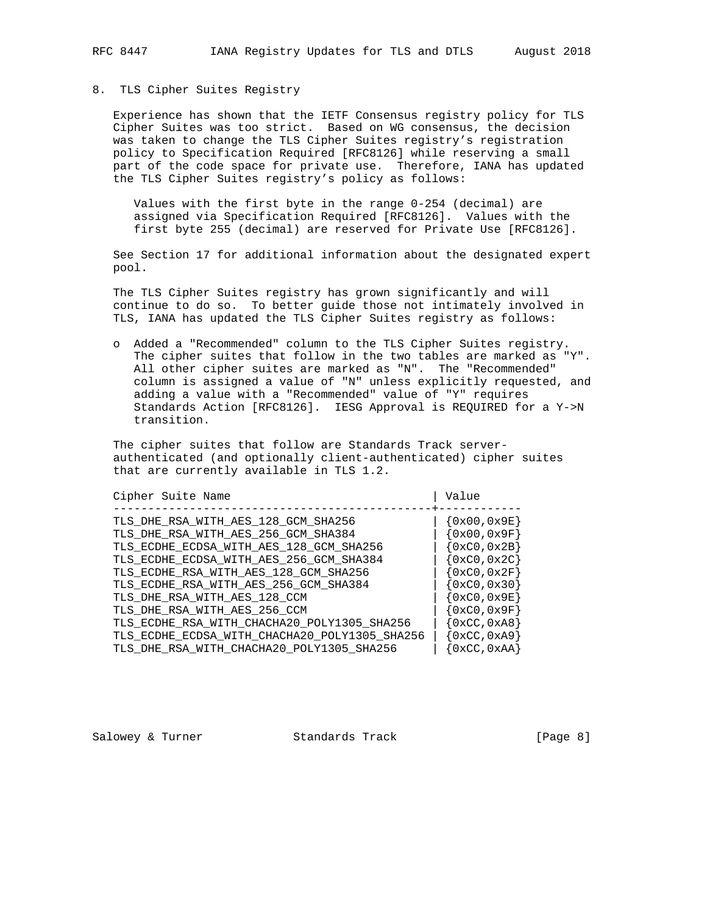## 8. TLS Cipher Suites Registry

Experience has shown that the IETF Consensus registry policy for TLS Cipher Suites was too strict. Based on WG consensus, the decision was taken to change the TLS Cipher Suites registry's registration policy to Specification Required [RFC8126] while reserving a small part of the code space for private use. Therefore, IANA has updated the TLS Cipher Suites registry's policy as follows:

> Values with the first byte in the range 0-254 (decimal) are assigned via Specification Required [RFC8126]. Values with the first byte 255 (decimal) are reserved for Private Use [RFC8126].

See Section 17 for additional information about the designated expert pool.

The TLS Cipher Suites registry has grown significantly and will continue to do so. To better guide those not intimately involved in TLS, IANA has updated the TLS Cipher Suites registry as follows:

- Added a "Recommended" column to the TLS Cipher Suites registry. The cipher suites that follow in the two tables are marked as "Y". All other cipher suites are marked as "N". The "Recommended" column is assigned a value of "N" unless explicitly requested, and adding a value with a "Recommended" value of "Y" requires Standards Action [RFC8126]. IESG Approval is REQUIRED for a Y->N transition.

The cipher suites that follow are Standards Track server-authenticated (and optionally client-authenticated) cipher suites that are currently available in TLS 1.2.

| Cipher Suite Name | Value |
|---|---|
| TLS_DHE_RSA_WITH_AES_128_GCM_SHA256 | {0x00,0x9E} |
| TLS_DHE_RSA_WITH_AES_256_GCM_SHA384 | {0x00,0x9F} |
| TLS_ECDHE_ECDSA_WITH_AES_128_GCM_SHA256 | {0xC0,0x2B} |
| TLS_ECDHE_ECDSA_WITH_AES_256_GCM_SHA384 | {0xC0,0x2C} |
| TLS_ECDHE_RSA_WITH_AES_128_GCM_SHA256 | {0xC0,0x2F} |
| TLS_ECDHE_RSA_WITH_AES_256_GCM_SHA384 | {0xC0,0x30} |
| TLS_DHE_RSA_WITH_AES_128_CCM | {0xC0,0x9E} |
| TLS_DHE_RSA_WITH_AES_256_CCM | {0xC0,0x9F} |
| TLS_ECDHE_RSA_WITH_CHACHA20_POLY1305_SHA256 | {0xCC,0xA8} |
| TLS_ECDHE_ECDSA_WITH_CHACHA20_POLY1305_SHA256 | {0xCC,0xA9} |
| TLS_DHE_RSA_WITH_CHACHA20_POLY1305_SHA256 | {0xCC,0xAA} |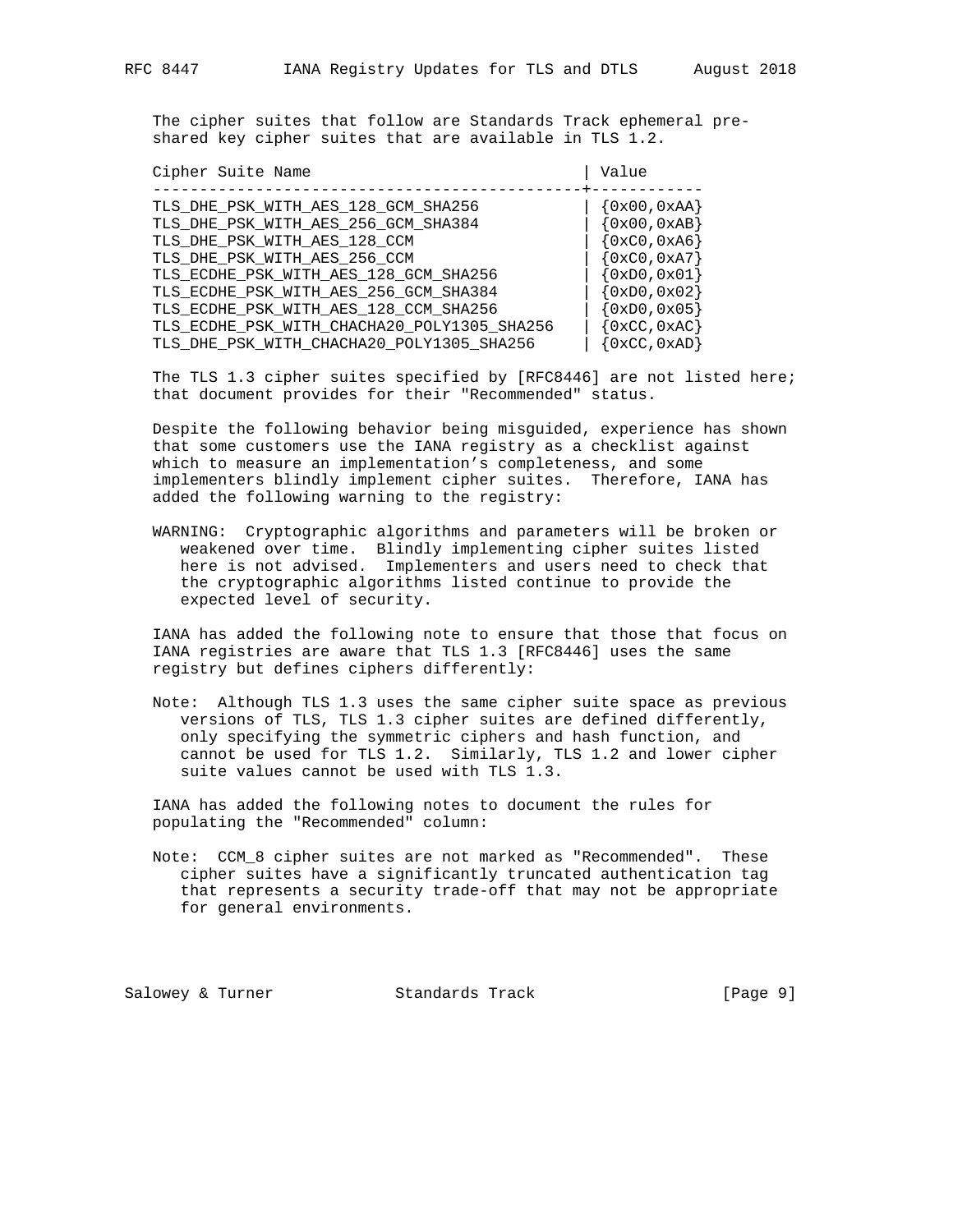The cipher suites that follow are Standards Track ephemeral pre-shared key cipher suites that are available in TLS 1.2.

| Cipher Suite Name | Value |
|---|---|
| TLS_DHE_PSK_WITH_AES_128_GCM_SHA256 | {0x00,0xAA} |
| TLS_DHE_PSK_WITH_AES_256_GCM_SHA384 | {0x00,0xAB} |
| TLS_DHE_PSK_WITH_AES_128_CCM | {0xC0,0xA6} |
| TLS_DHE_PSK_WITH_AES_256_CCM | {0xC0,0xA7} |
| TLS_ECDHE_PSK_WITH_AES_128_GCM_SHA256 | {0xD0,0x01} |
| TLS_ECDHE_PSK_WITH_AES_256_GCM_SHA384 | {0xD0,0x02} |
| TLS_ECDHE_PSK_WITH_AES_128_CCM_SHA256 | {0xD0,0x05} |
| TLS_ECDHE_PSK_WITH_CHACHA20_POLY1305_SHA256 | {0xCC,0xAC} |
| TLS_DHE_PSK_WITH_CHACHA20_POLY1305_SHA256 | {0xCC,0xAD} |

The TLS 1.3 cipher suites specified by [RFC8446] are not listed here; that document provides for their "Recommended" status.

Despite the following behavior being misguided, experience has shown that some customers use the IANA registry as a checklist against which to measure an implementation's completeness, and some implementers blindly implement cipher suites. Therefore, IANA has added the following warning to the registry:

WARNING: Cryptographic algorithms and parameters will be broken or weakened over time. Blindly implementing cipher suites listed here is not advised. Implementers and users need to check that the cryptographic algorithms listed continue to provide the expected level of security.

IANA has added the following note to ensure that those that focus on IANA registries are aware that TLS 1.3 [RFC8446] uses the same registry but defines ciphers differently:

Note: Although TLS 1.3 uses the same cipher suite space as previous versions of TLS, TLS 1.3 cipher suites are defined differently, only specifying the symmetric ciphers and hash function, and cannot be used for TLS 1.2. Similarly, TLS 1.2 and lower cipher suite values cannot be used with TLS 1.3.

IANA has added the following notes to document the rules for populating the "Recommended" column:

Note: CCM_8 cipher suites are not marked as "Recommended". These cipher suites have a significantly truncated authentication tag that represents a security trade-off that may not be appropriate for general environments.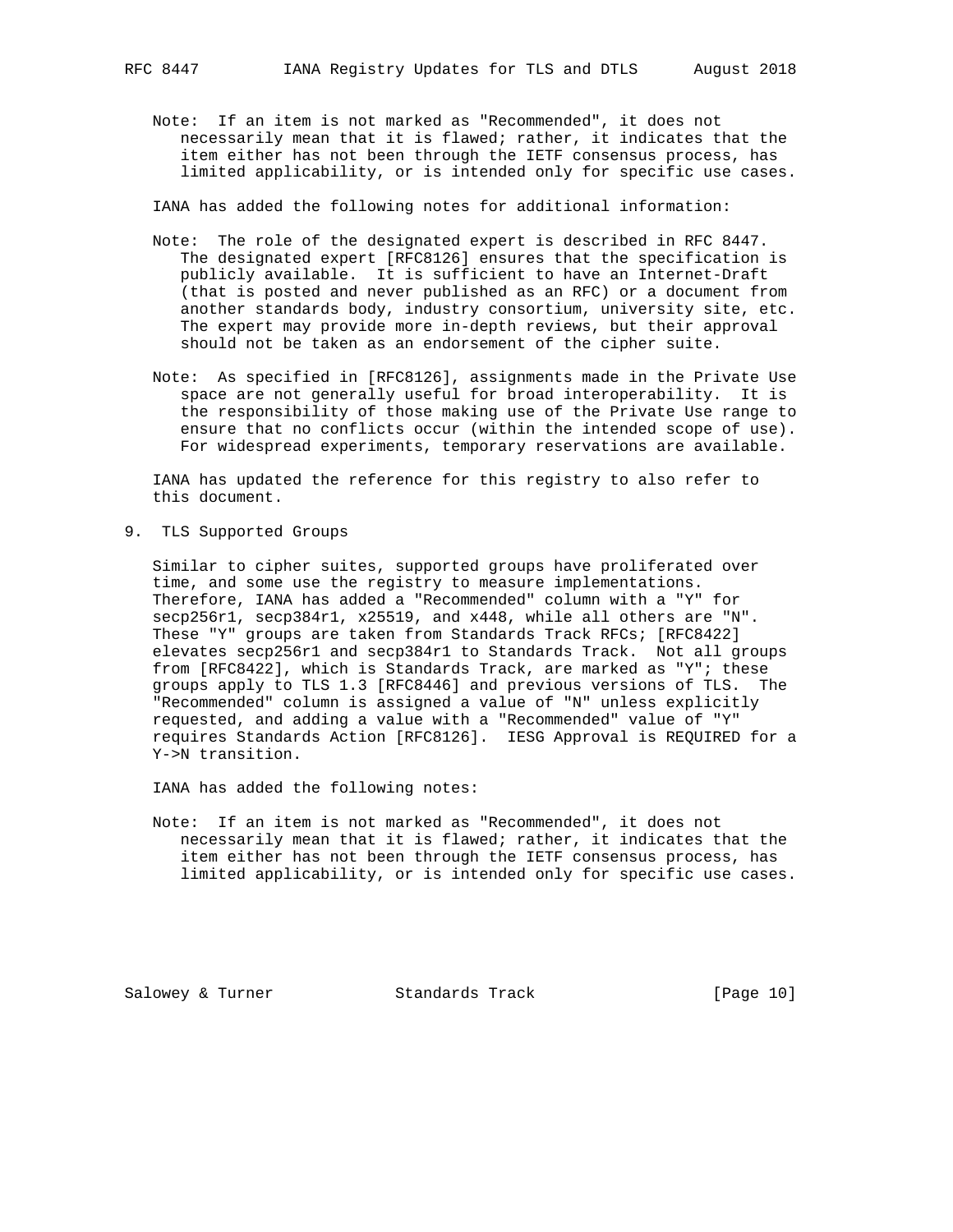Note: If an item is not marked as "Recommended", it does not necessarily mean that it is flawed; rather, it indicates that the item either has not been through the IETF consensus process, has limited applicability, or is intended only for specific use cases.

IANA has added the following notes for additional information:

Note: The role of the designated expert is described in RFC 8447. The designated expert [RFC8126] ensures that the specification is publicly available. It is sufficient to have an Internet-Draft (that is posted and never published as an RFC) or a document from another standards body, industry consortium, university site, etc. The expert may provide more in-depth reviews, but their approval should not be taken as an endorsement of the cipher suite.

Note: As specified in [RFC8126], assignments made in the Private Use space are not generally useful for broad interoperability. It is the responsibility of those making use of the Private Use range to ensure that no conflicts occur (within the intended scope of use). For widespread experiments, temporary reservations are available.

IANA has updated the reference for this registry to also refer to this document.

## 9. TLS Supported Groups

Similar to cipher suites, supported groups have proliferated over time, and some use the registry to measure implementations. Therefore, IANA has added a "Recommended" column with a "Y" for secp256r1, secp384r1, x25519, and x448, while all others are "N". These "Y" groups are taken from Standards Track RFCs; [RFC8422] elevates secp256r1 and secp384r1 to Standards Track. Not all groups from [RFC8422], which is Standards Track, are marked as "Y"; these groups apply to TLS 1.3 [RFC8446] and previous versions of TLS. The "Recommended" column is assigned a value of "N" unless explicitly requested, and adding a value with a "Recommended" value of "Y" requires Standards Action [RFC8126]. IESG Approval is REQUIRED for a Y->N transition.

IANA has added the following notes:

Note: If an item is not marked as "Recommended", it does not necessarily mean that it is flawed; rather, it indicates that the item either has not been through the IETF consensus process, has limited applicability, or is intended only for specific use cases.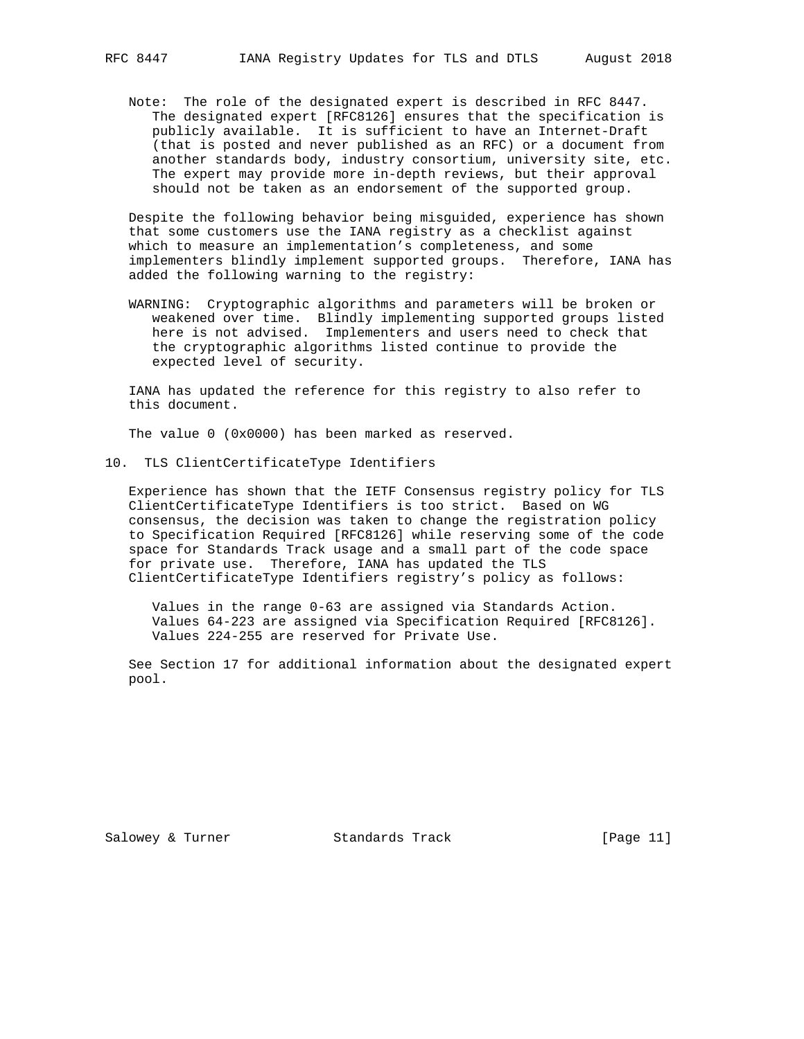Note: The role of the designated expert is described in RFC 8447. The designated expert [RFC8126] ensures that the specification is publicly available. It is sufficient to have an Internet-Draft (that is posted and never published as an RFC) or a document from another standards body, industry consortium, university site, etc. The expert may provide more in-depth reviews, but their approval should not be taken as an endorsement of the supported group.

Despite the following behavior being misguided, experience has shown that some customers use the IANA registry as a checklist against which to measure an implementation's completeness, and some implementers blindly implement supported groups. Therefore, IANA has added the following warning to the registry:

WARNING: Cryptographic algorithms and parameters will be broken or weakened over time. Blindly implementing supported groups listed here is not advised. Implementers and users need to check that the cryptographic algorithms listed continue to provide the expected level of security.

IANA has updated the reference for this registry to also refer to this document.

The value 0 (0x0000) has been marked as reserved.

## 10. TLS ClientCertificateType Identifiers

Experience has shown that the IETF Consensus registry policy for TLS ClientCertificateType Identifiers is too strict. Based on WG consensus, the decision was taken to change the registration policy to Specification Required [RFC8126] while reserving some of the code space for Standards Track usage and a small part of the code space for private use. Therefore, IANA has updated the TLS ClientCertificateType Identifiers registry's policy as follows:

Values in the range 0-63 are assigned via Standards Action.
Values 64-223 are assigned via Specification Required [RFC8126].
Values 224-255 are reserved for Private Use.

See Section 17 for additional information about the designated expert pool.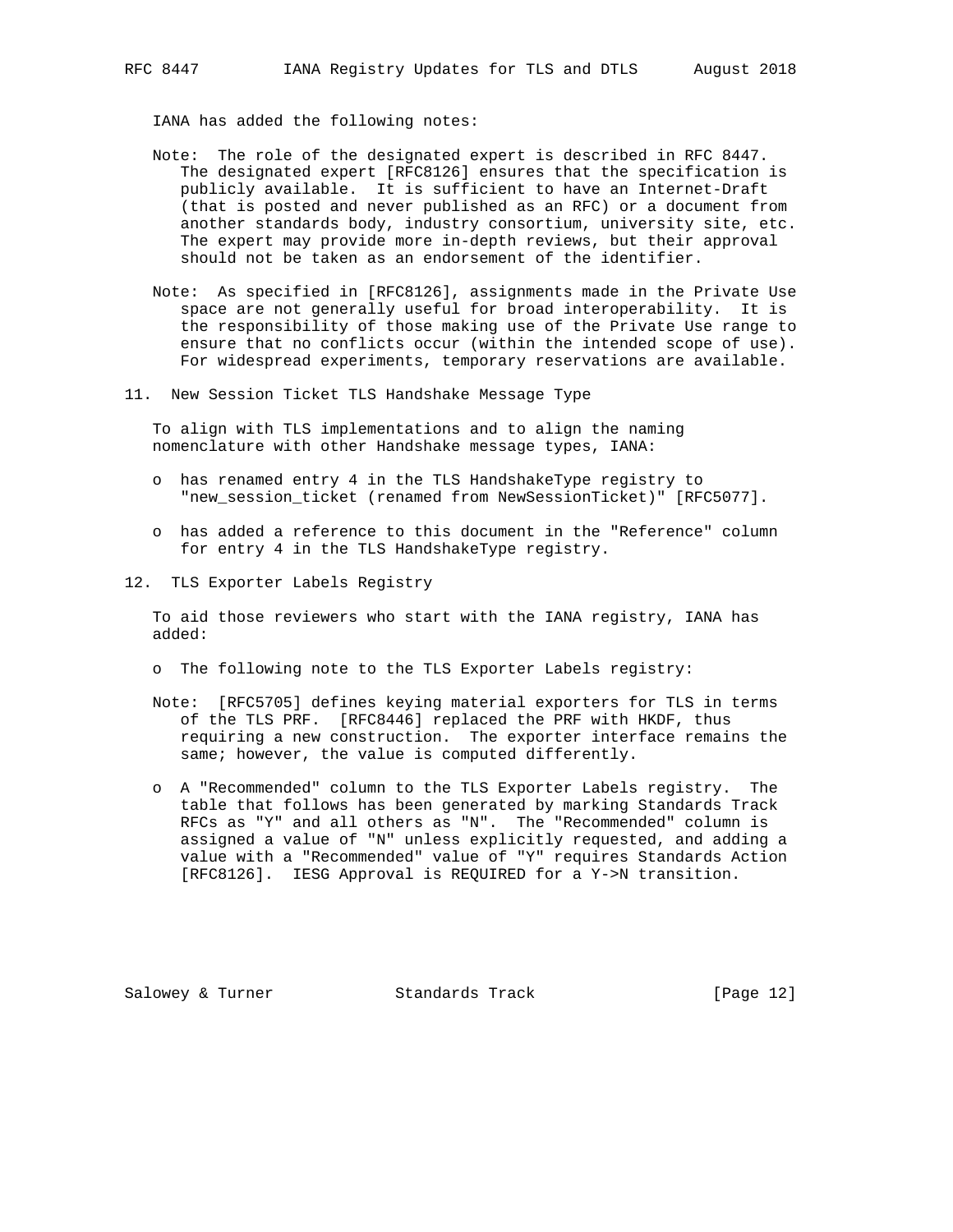IANA has added the following notes:

Note: The role of the designated expert is described in RFC 8447. The designated expert [RFC8126] ensures that the specification is publicly available. It is sufficient to have an Internet-Draft (that is posted and never published as an RFC) or a document from another standards body, industry consortium, university site, etc. The expert may provide more in-depth reviews, but their approval should not be taken as an endorsement of the identifier.

Note: As specified in [RFC8126], assignments made in the Private Use space are not generally useful for broad interoperability. It is the responsibility of those making use of the Private Use range to ensure that no conflicts occur (within the intended scope of use). For widespread experiments, temporary reservations are available.

## 11. New Session Ticket TLS Handshake Message Type

To align with TLS implementations and to align the naming nomenclature with other Handshake message types, IANA:

- has renamed entry 4 in the TLS HandshakeType registry to "new_session_ticket (renamed from NewSessionTicket)" [RFC5077].
- has added a reference to this document in the "Reference" column for entry 4 in the TLS HandshakeType registry.

## 12. TLS Exporter Labels Registry

To aid those reviewers who start with the IANA registry, IANA has added:

- The following note to the TLS Exporter Labels registry:

Note: [RFC5705] defines keying material exporters for TLS in terms of the TLS PRF. [RFC8446] replaced the PRF with HKDF, thus requiring a new construction. The exporter interface remains the same; however, the value is computed differently.

- A "Recommended" column to the TLS Exporter Labels registry. The table that follows has been generated by marking Standards Track RFCs as "Y" and all others as "N". The "Recommended" column is assigned a value of "N" unless explicitly requested, and adding a value with a "Recommended" value of "Y" requires Standards Action [RFC8126]. IESG Approval is REQUIRED for a Y->N transition.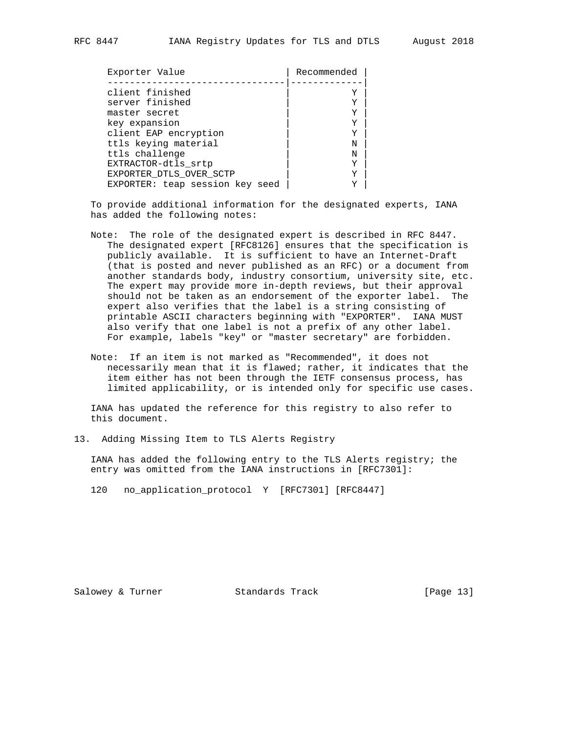| Exporter Value | Recommended |
| --- | --- |
| client finished | Y |
| server finished | Y |
| master secret | Y |
| key expansion | Y |
| client EAP encryption | Y |
| ttls keying material | N |
| ttls challenge | N |
| EXTRACTOR-dtls_srtp | Y |
| EXPORTER_DTLS_OVER_SCTP | Y |
| EXPORTER: teap session key seed | Y |

To provide additional information for the designated experts, IANA has added the following notes:

Note: The role of the designated expert is described in RFC 8447. The designated expert [RFC8126] ensures that the specification is publicly available. It is sufficient to have an Internet-Draft (that is posted and never published as an RFC) or a document from another standards body, industry consortium, university site, etc. The expert may provide more in-depth reviews, but their approval should not be taken as an endorsement of the exporter label. The expert also verifies that the label is a string consisting of printable ASCII characters beginning with "EXPORTER". IANA MUST also verify that one label is not a prefix of any other label. For example, labels "key" or "master secretary" are forbidden.

Note: If an item is not marked as "Recommended", it does not necessarily mean that it is flawed; rather, it indicates that the item either has not been through the IETF consensus process, has limited applicability, or is intended only for specific use cases.

IANA has updated the reference for this registry to also refer to this document.

## 13. Adding Missing Item to TLS Alerts Registry

IANA has added the following entry to the TLS Alerts registry; the entry was omitted from the IANA instructions in [RFC7301]:

```
120   no_application_protocol  Y  [RFC7301] [RFC8447]
```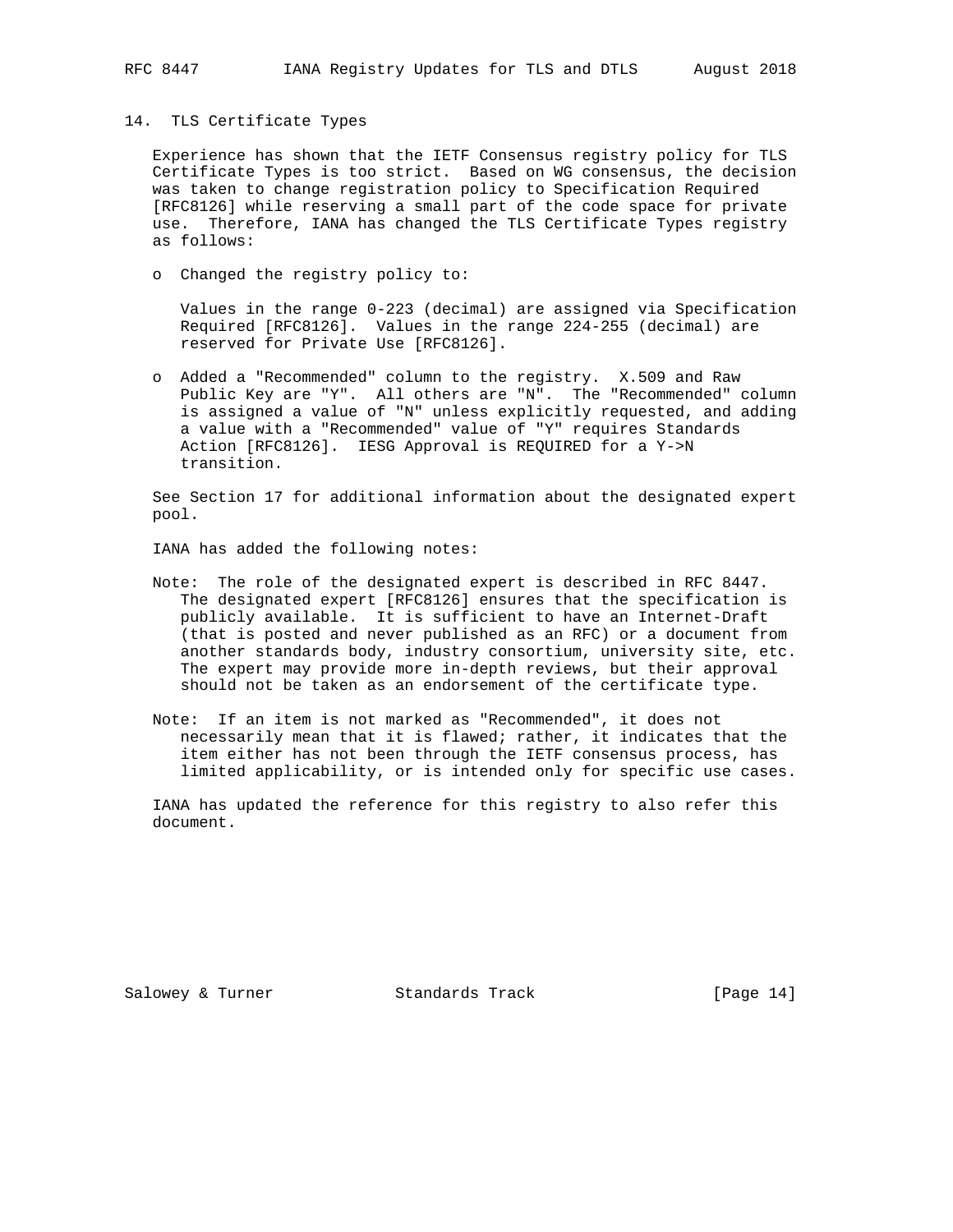## 14. TLS Certificate Types

Experience has shown that the IETF Consensus registry policy for TLS Certificate Types is too strict. Based on WG consensus, the decision was taken to change registration policy to Specification Required [RFC8126] while reserving a small part of the code space for private use. Therefore, IANA has changed the TLS Certificate Types registry as follows:

- Changed the registry policy to:

  Values in the range 0-223 (decimal) are assigned via Specification Required [RFC8126]. Values in the range 224-255 (decimal) are reserved for Private Use [RFC8126].

- Added a "Recommended" column to the registry. X.509 and Raw Public Key are "Y". All others are "N". The "Recommended" column is assigned a value of "N" unless explicitly requested, and adding a value with a "Recommended" value of "Y" requires Standards Action [RFC8126]. IESG Approval is REQUIRED for a Y->N transition.

See Section 17 for additional information about the designated expert pool.

IANA has added the following notes:

Note: The role of the designated expert is described in RFC 8447. The designated expert [RFC8126] ensures that the specification is publicly available. It is sufficient to have an Internet-Draft (that is posted and never published as an RFC) or a document from another standards body, industry consortium, university site, etc. The expert may provide more in-depth reviews, but their approval should not be taken as an endorsement of the certificate type.

Note: If an item is not marked as "Recommended", it does not necessarily mean that it is flawed; rather, it indicates that the item either has not been through the IETF consensus process, has limited applicability, or is intended only for specific use cases.

IANA has updated the reference for this registry to also refer this document.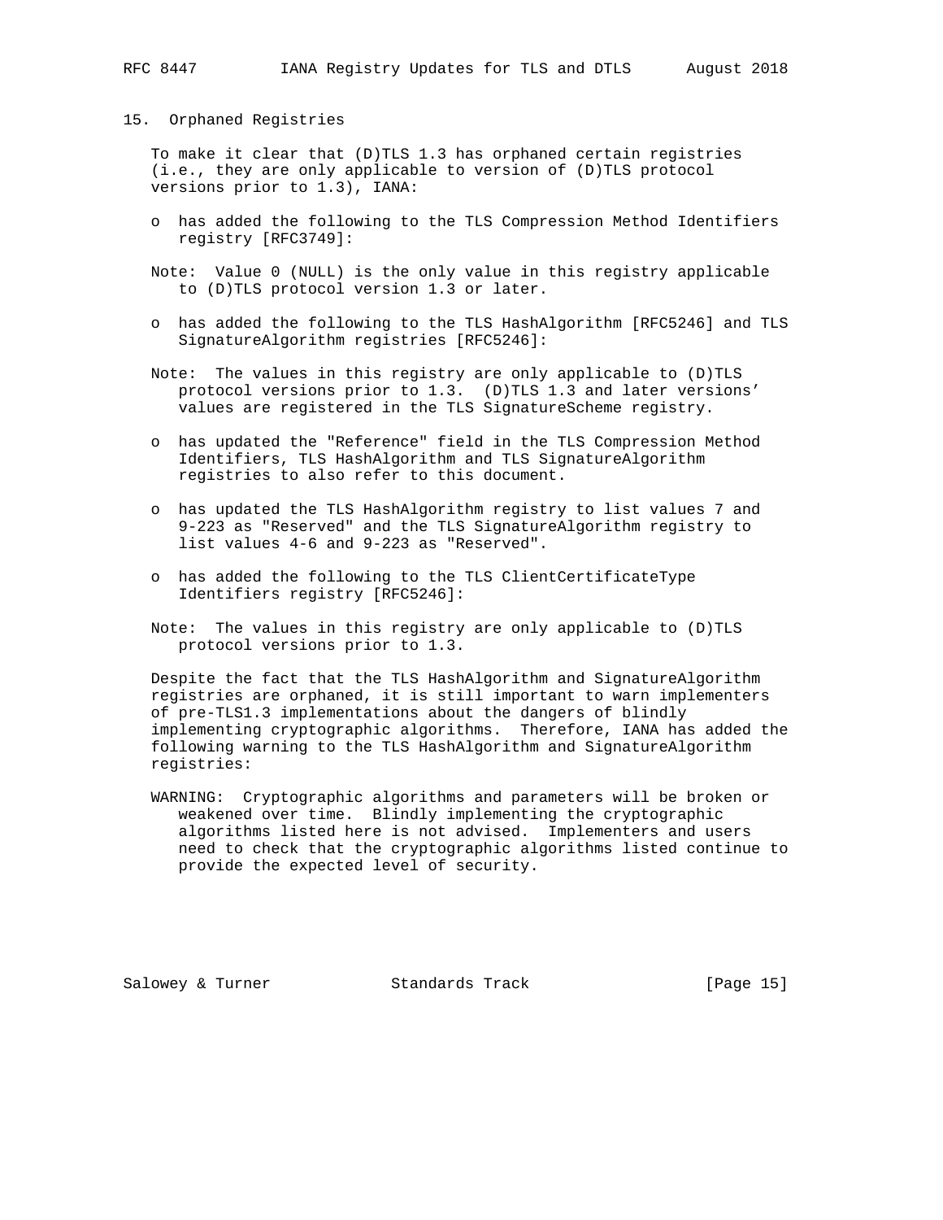## 15. Orphaned Registries

To make it clear that (D)TLS 1.3 has orphaned certain registries (i.e., they are only applicable to version of (D)TLS protocol versions prior to 1.3), IANA:

- has added the following to the TLS Compression Method Identifiers registry [RFC3749]:

  Note: Value 0 (NULL) is the only value in this registry applicable to (D)TLS protocol version 1.3 or later.

- has added the following to the TLS HashAlgorithm [RFC5246] and TLS SignatureAlgorithm registries [RFC5246]:

  Note: The values in this registry are only applicable to (D)TLS protocol versions prior to 1.3. (D)TLS 1.3 and later versions' values are registered in the TLS SignatureScheme registry.

- has updated the "Reference" field in the TLS Compression Method Identifiers, TLS HashAlgorithm and TLS SignatureAlgorithm registries to also refer to this document.

- has updated the TLS HashAlgorithm registry to list values 7 and 9-223 as "Reserved" and the TLS SignatureAlgorithm registry to list values 4-6 and 9-223 as "Reserved".

- has added the following to the TLS ClientCertificateType Identifiers registry [RFC5246]:

  Note: The values in this registry are only applicable to (D)TLS protocol versions prior to 1.3.

Despite the fact that the TLS HashAlgorithm and SignatureAlgorithm registries are orphaned, it is still important to warn implementers of pre-TLS1.3 implementations about the dangers of blindly implementing cryptographic algorithms. Therefore, IANA has added the following warning to the TLS HashAlgorithm and SignatureAlgorithm registries:

WARNING: Cryptographic algorithms and parameters will be broken or weakened over time. Blindly implementing the cryptographic algorithms listed here is not advised. Implementers and users need to check that the cryptographic algorithms listed continue to provide the expected level of security.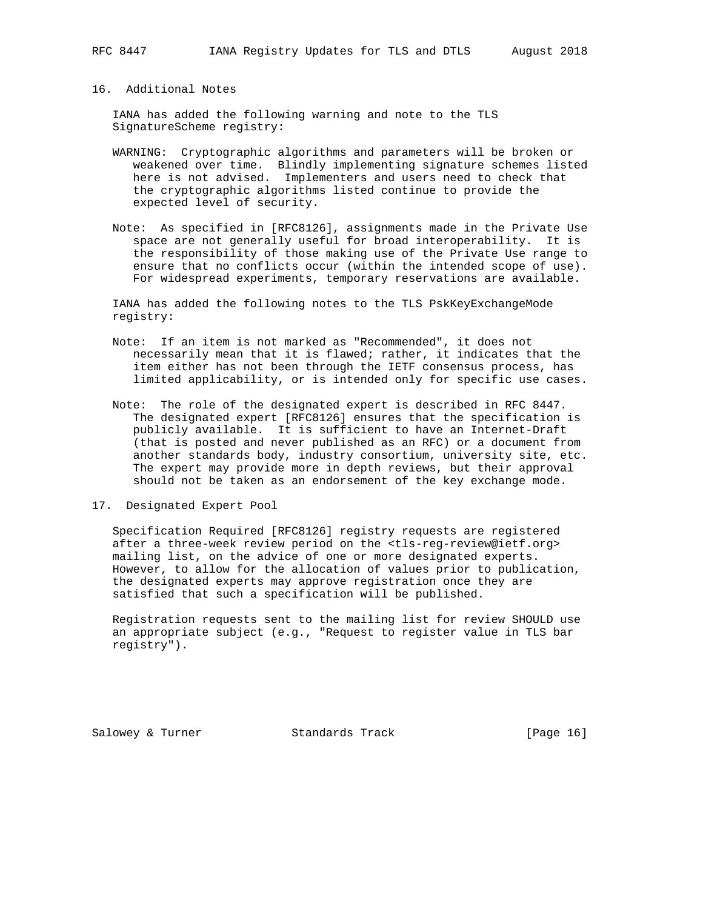## 16. Additional Notes

IANA has added the following warning and note to the TLS SignatureScheme registry:

WARNING: Cryptographic algorithms and parameters will be broken or weakened over time. Blindly implementing signature schemes listed here is not advised. Implementers and users need to check that the cryptographic algorithms listed continue to provide the expected level of security.

Note: As specified in [RFC8126], assignments made in the Private Use space are not generally useful for broad interoperability. It is the responsibility of those making use of the Private Use range to ensure that no conflicts occur (within the intended scope of use). For widespread experiments, temporary reservations are available.

IANA has added the following notes to the TLS PskKeyExchangeMode registry:

Note: If an item is not marked as "Recommended", it does not necessarily mean that it is flawed; rather, it indicates that the item either has not been through the IETF consensus process, has limited applicability, or is intended only for specific use cases.

Note: The role of the designated expert is described in RFC 8447. The designated expert [RFC8126] ensures that the specification is publicly available. It is sufficient to have an Internet-Draft (that is posted and never published as an RFC) or a document from another standards body, industry consortium, university site, etc. The expert may provide more in depth reviews, but their approval should not be taken as an endorsement of the key exchange mode.

## 17. Designated Expert Pool

Specification Required [RFC8126] registry requests are registered after a three-week review period on the <tls-reg-review@ietf.org> mailing list, on the advice of one or more designated experts. However, to allow for the allocation of values prior to publication, the designated experts may approve registration once they are satisfied that such a specification will be published.

Registration requests sent to the mailing list for review SHOULD use an appropriate subject (e.g., "Request to register value in TLS bar registry").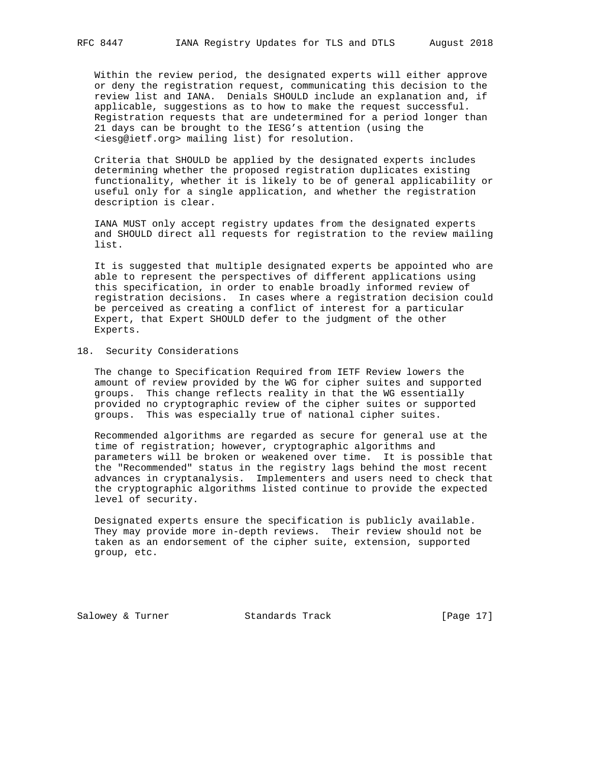Within the review period, the designated experts will either approve or deny the registration request, communicating this decision to the review list and IANA. Denials SHOULD include an explanation and, if applicable, suggestions as to how to make the request successful. Registration requests that are undetermined for a period longer than 21 days can be brought to the IESG's attention (using the <iesg@ietf.org> mailing list) for resolution.

Criteria that SHOULD be applied by the designated experts includes determining whether the proposed registration duplicates existing functionality, whether it is likely to be of general applicability or useful only for a single application, and whether the registration description is clear.

IANA MUST only accept registry updates from the designated experts and SHOULD direct all requests for registration to the review mailing list.

It is suggested that multiple designated experts be appointed who are able to represent the perspectives of different applications using this specification, in order to enable broadly informed review of registration decisions. In cases where a registration decision could be perceived as creating a conflict of interest for a particular Expert, that Expert SHOULD defer to the judgment of the other Experts.

## 18. Security Considerations

The change to Specification Required from IETF Review lowers the amount of review provided by the WG for cipher suites and supported groups. This change reflects reality in that the WG essentially provided no cryptographic review of the cipher suites or supported groups. This was especially true of national cipher suites.

Recommended algorithms are regarded as secure for general use at the time of registration; however, cryptographic algorithms and parameters will be broken or weakened over time. It is possible that the "Recommended" status in the registry lags behind the most recent advances in cryptanalysis. Implementers and users need to check that the cryptographic algorithms listed continue to provide the expected level of security.

Designated experts ensure the specification is publicly available. They may provide more in-depth reviews. Their review should not be taken as an endorsement of the cipher suite, extension, supported group, etc.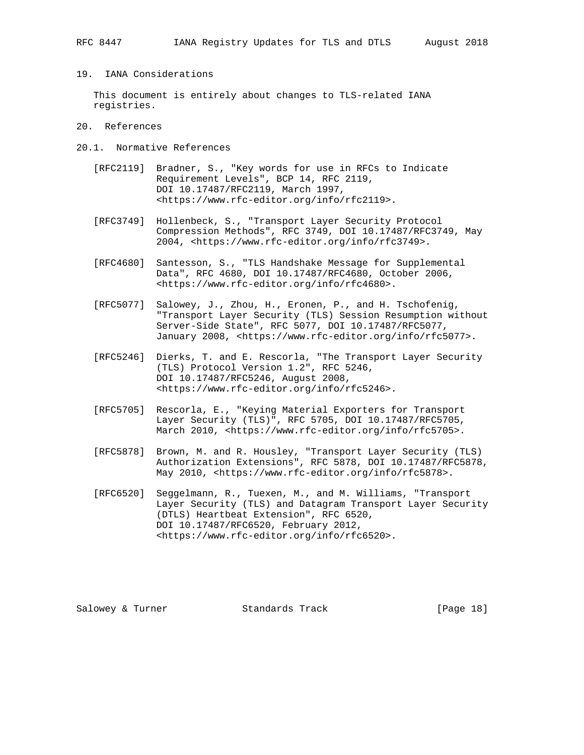## 19. IANA Considerations

This document is entirely about changes to TLS-related IANA registries.

## 20. References

### 20.1. Normative References

[RFC2119] Bradner, S., "Key words for use in RFCs to Indicate Requirement Levels", BCP 14, RFC 2119, DOI 10.17487/RFC2119, March 1997, <https://www.rfc-editor.org/info/rfc2119>.

[RFC3749] Hollenbeck, S., "Transport Layer Security Protocol Compression Methods", RFC 3749, DOI 10.17487/RFC3749, May 2004, <https://www.rfc-editor.org/info/rfc3749>.

[RFC4680] Santesson, S., "TLS Handshake Message for Supplemental Data", RFC 4680, DOI 10.17487/RFC4680, October 2006, <https://www.rfc-editor.org/info/rfc4680>.

[RFC5077] Salowey, J., Zhou, H., Eronen, P., and H. Tschofenig, "Transport Layer Security (TLS) Session Resumption without Server-Side State", RFC 5077, DOI 10.17487/RFC5077, January 2008, <https://www.rfc-editor.org/info/rfc5077>.

[RFC5246] Dierks, T. and E. Rescorla, "The Transport Layer Security (TLS) Protocol Version 1.2", RFC 5246, DOI 10.17487/RFC5246, August 2008, <https://www.rfc-editor.org/info/rfc5246>.

[RFC5705] Rescorla, E., "Keying Material Exporters for Transport Layer Security (TLS)", RFC 5705, DOI 10.17487/RFC5705, March 2010, <https://www.rfc-editor.org/info/rfc5705>.

[RFC5878] Brown, M. and R. Housley, "Transport Layer Security (TLS) Authorization Extensions", RFC 5878, DOI 10.17487/RFC5878, May 2010, <https://www.rfc-editor.org/info/rfc5878>.

[RFC6520] Seggelmann, R., Tuexen, M., and M. Williams, "Transport Layer Security (TLS) and Datagram Transport Layer Security (DTLS) Heartbeat Extension", RFC 6520, DOI 10.17487/RFC6520, February 2012, <https://www.rfc-editor.org/info/rfc6520>.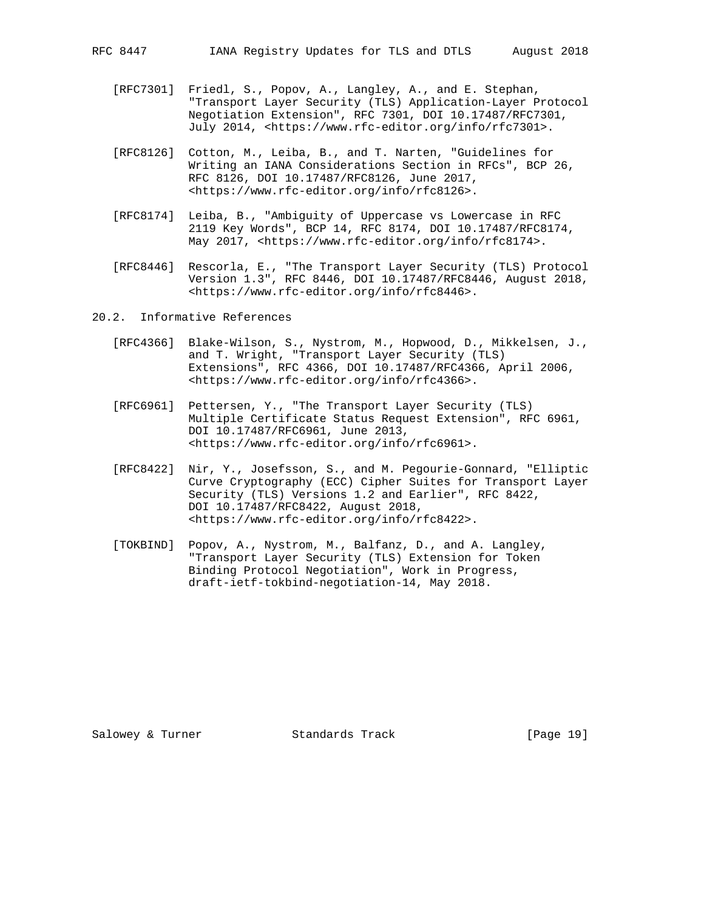[RFC7301] Friedl, S., Popov, A., Langley, A., and E. Stephan, "Transport Layer Security (TLS) Application-Layer Protocol Negotiation Extension", RFC 7301, DOI 10.17487/RFC7301, July 2014, <https://www.rfc-editor.org/info/rfc7301>.

[RFC8126] Cotton, M., Leiba, B., and T. Narten, "Guidelines for Writing an IANA Considerations Section in RFCs", BCP 26, RFC 8126, DOI 10.17487/RFC8126, June 2017, <https://www.rfc-editor.org/info/rfc8126>.

[RFC8174] Leiba, B., "Ambiguity of Uppercase vs Lowercase in RFC 2119 Key Words", BCP 14, RFC 8174, DOI 10.17487/RFC8174, May 2017, <https://www.rfc-editor.org/info/rfc8174>.

[RFC8446] Rescorla, E., "The Transport Layer Security (TLS) Protocol Version 1.3", RFC 8446, DOI 10.17487/RFC8446, August 2018, <https://www.rfc-editor.org/info/rfc8446>.

## 20.2. Informative References

[RFC4366] Blake-Wilson, S., Nystrom, M., Hopwood, D., Mikkelsen, J., and T. Wright, "Transport Layer Security (TLS) Extensions", RFC 4366, DOI 10.17487/RFC4366, April 2006, <https://www.rfc-editor.org/info/rfc4366>.

[RFC6961] Pettersen, Y., "The Transport Layer Security (TLS) Multiple Certificate Status Request Extension", RFC 6961, DOI 10.17487/RFC6961, June 2013, <https://www.rfc-editor.org/info/rfc6961>.

[RFC8422] Nir, Y., Josefsson, S., and M. Pegourie-Gonnard, "Elliptic Curve Cryptography (ECC) Cipher Suites for Transport Layer Security (TLS) Versions 1.2 and Earlier", RFC 8422, DOI 10.17487/RFC8422, August 2018, <https://www.rfc-editor.org/info/rfc8422>.

[TOKBIND] Popov, A., Nystrom, M., Balfanz, D., and A. Langley, "Transport Layer Security (TLS) Extension for Token Binding Protocol Negotiation", Work in Progress, draft-ietf-tokbind-negotiation-14, May 2018.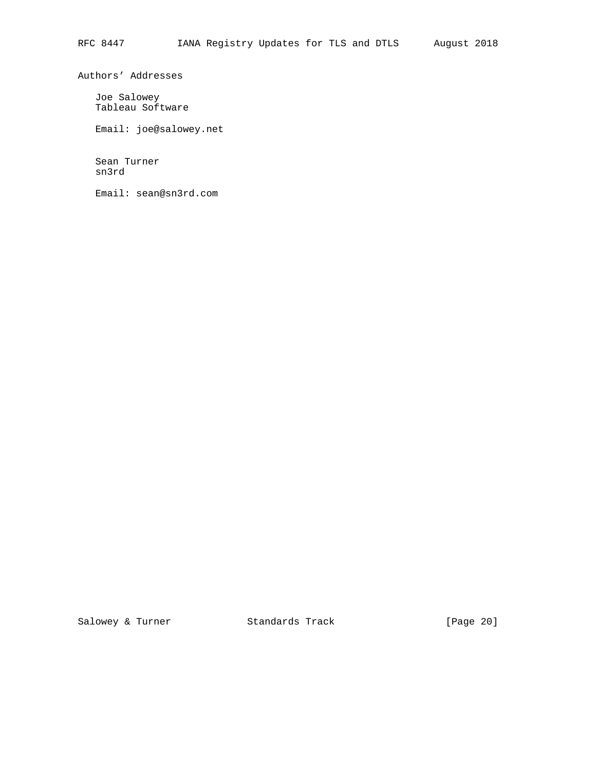## Authors' Addresses

Joe Salowey
Tableau Software

Email: joe@salowey.net

Sean Turner
sn3rd

Email: sean@sn3rd.com